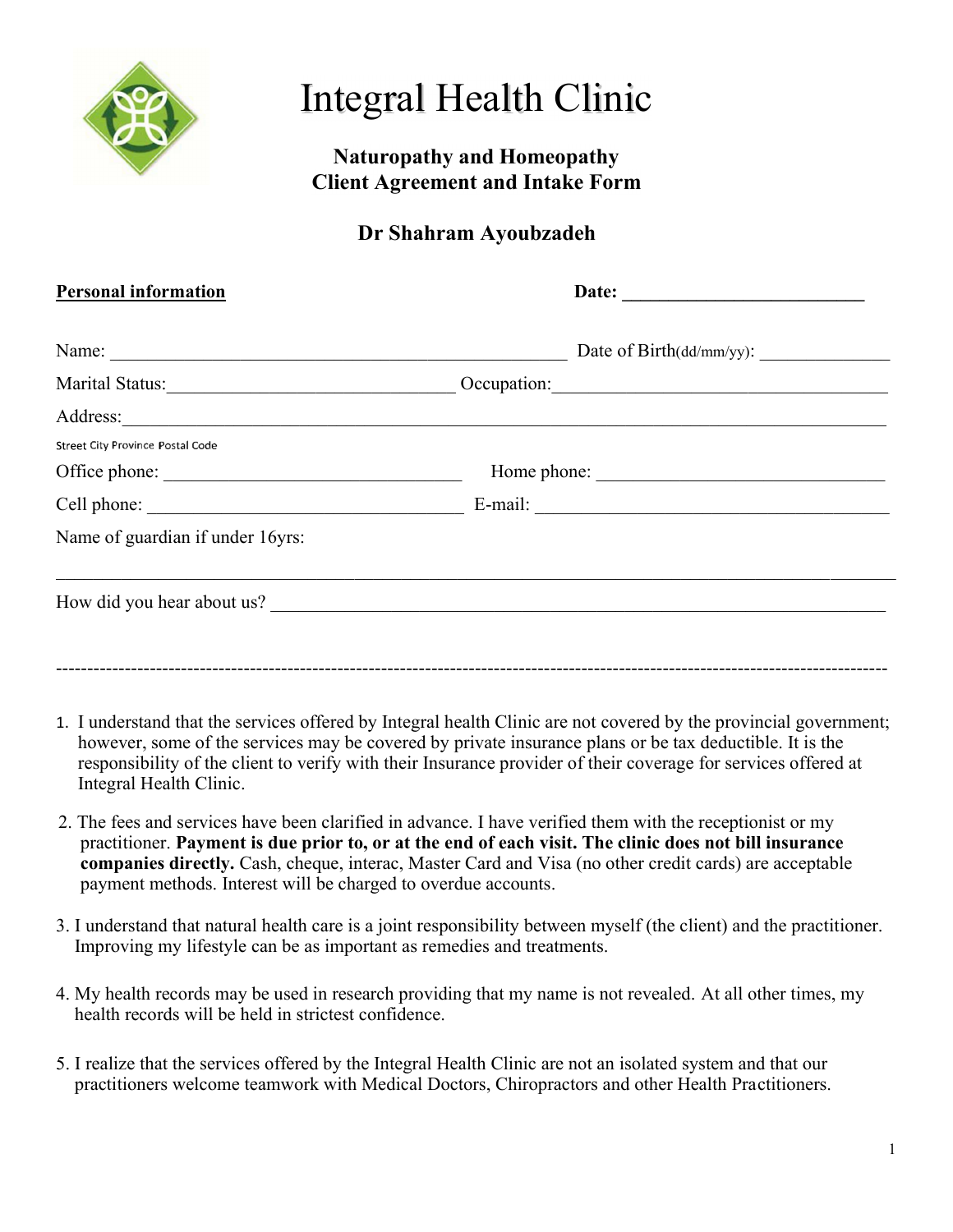# Integral Health Clinic

## Naturopathy and Homeopathy
## Client Agreement and Intake Form

### Dr Shahram Ayoubzadeh

**Personal information** **Date:** ___________________________

Name: _______________________________________________ Date of Birth(dd/mm/yy): ______________

Marital Status:______________________________ Occupation:____________________________________

Address:_______________________________________________________________________________

Street City Province Postal Code

Office phone: ______________________________ Home phone: _____________________________

Cell phone: ________________________________ E-mail: _________________________________________

Name of guardian if under 16yrs:

_________________________________________________________________________________________

How did you hear about us? ___________________________________________________________________

---

1. I understand that the services offered by Integral health Clinic are not covered by the provincial government; however, some of the services may be covered by private insurance plans or be tax deductible. It is the responsibility of the client to verify with their Insurance provider of their coverage for services offered at Integral Health Clinic.

2. The fees and services have been clarified in advance. I have verified them with the receptionist or my practitioner. **Payment is due prior to, or at the end of each visit. The clinic does not bill insurance companies directly.** Cash, cheque, interac, Master Card and Visa (no other credit cards) are acceptable payment methods. Interest will be charged to overdue accounts.

3. I understand that natural health care is a joint responsibility between myself (the client) and the practitioner. Improving my lifestyle can be as important as remedies and treatments.

4. My health records may be used in research providing that my name is not revealed. At all other times, my health records will be held in strictest confidence.

5. I realize that the services offered by the Integral Health Clinic are not an isolated system and that our practitioners welcome teamwork with Medical Doctors, Chiropractors and other Health Practitioners.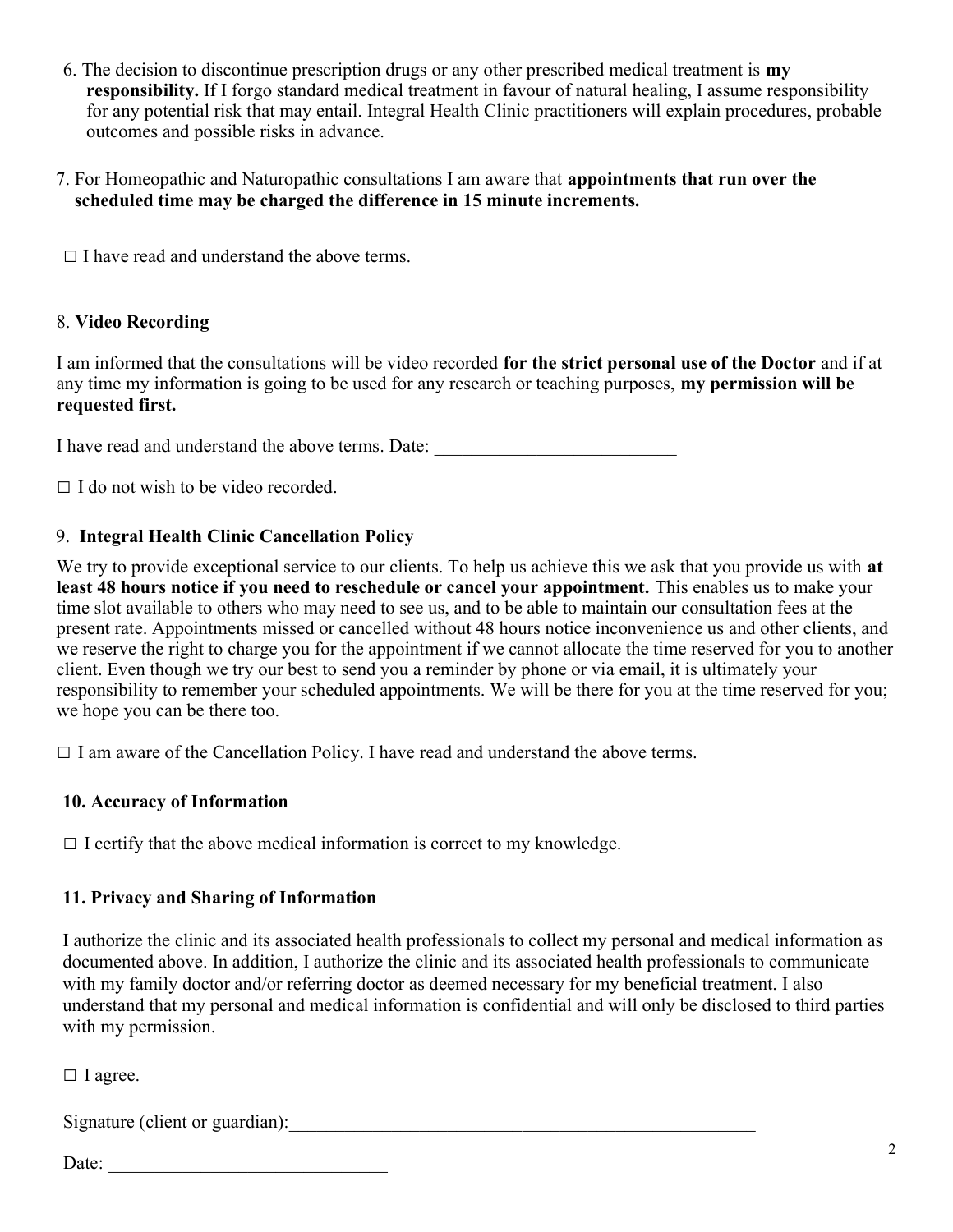6. The decision to discontinue prescription drugs or any other prescribed medical treatment is **my responsibility.** If I forgo standard medical treatment in favour of natural healing, I assume responsibility for any potential risk that may entail. Integral Health Clinic practitioners will explain procedures, probable outcomes and possible risks in advance.

7. For Homeopathic and Naturopathic consultations I am aware that **appointments that run over the scheduled time may be charged the difference in 15 minute increments.**

☐ I have read and understand the above terms.

8. **Video Recording**

I am informed that the consultations will be video recorded **for the strict personal use of the Doctor** and if at any time my information is going to be used for any research or teaching purposes, **my permission will be requested first.**

I have read and understand the above terms. Date: ___________________________

☐ I do not wish to be video recorded.

9. **Integral Health Clinic Cancellation Policy**

We try to provide exceptional service to our clients. To help us achieve this we ask that you provide us with **at least 48 hours notice if you need to reschedule or cancel your appointment.** This enables us to make your time slot available to others who may need to see us, and to be able to maintain our consultation fees at the present rate. Appointments missed or cancelled without 48 hours notice inconvenience us and other clients, and we reserve the right to charge you for the appointment if we cannot allocate the time reserved for you to another client. Even though we try our best to send you a reminder by phone or via email, it is ultimately your responsibility to remember your scheduled appointments. We will be there for you at the time reserved for you; we hope you can be there too.

☐ I am aware of the Cancellation Policy. I have read and understand the above terms.

**10. Accuracy of Information**

☐ I certify that the above medical information is correct to my knowledge.

**11. Privacy and Sharing of Information**

I authorize the clinic and its associated health professionals to collect my personal and medical information as documented above. In addition, I authorize the clinic and its associated health professionals to communicate with my family doctor and/or referring doctor as deemed necessary for my beneficial treatment. I also understand that my personal and medical information is confidential and will only be disclosed to third parties with my permission.

☐ I agree.

Signature (client or guardian):_____________________________________________________

Date: _______________________________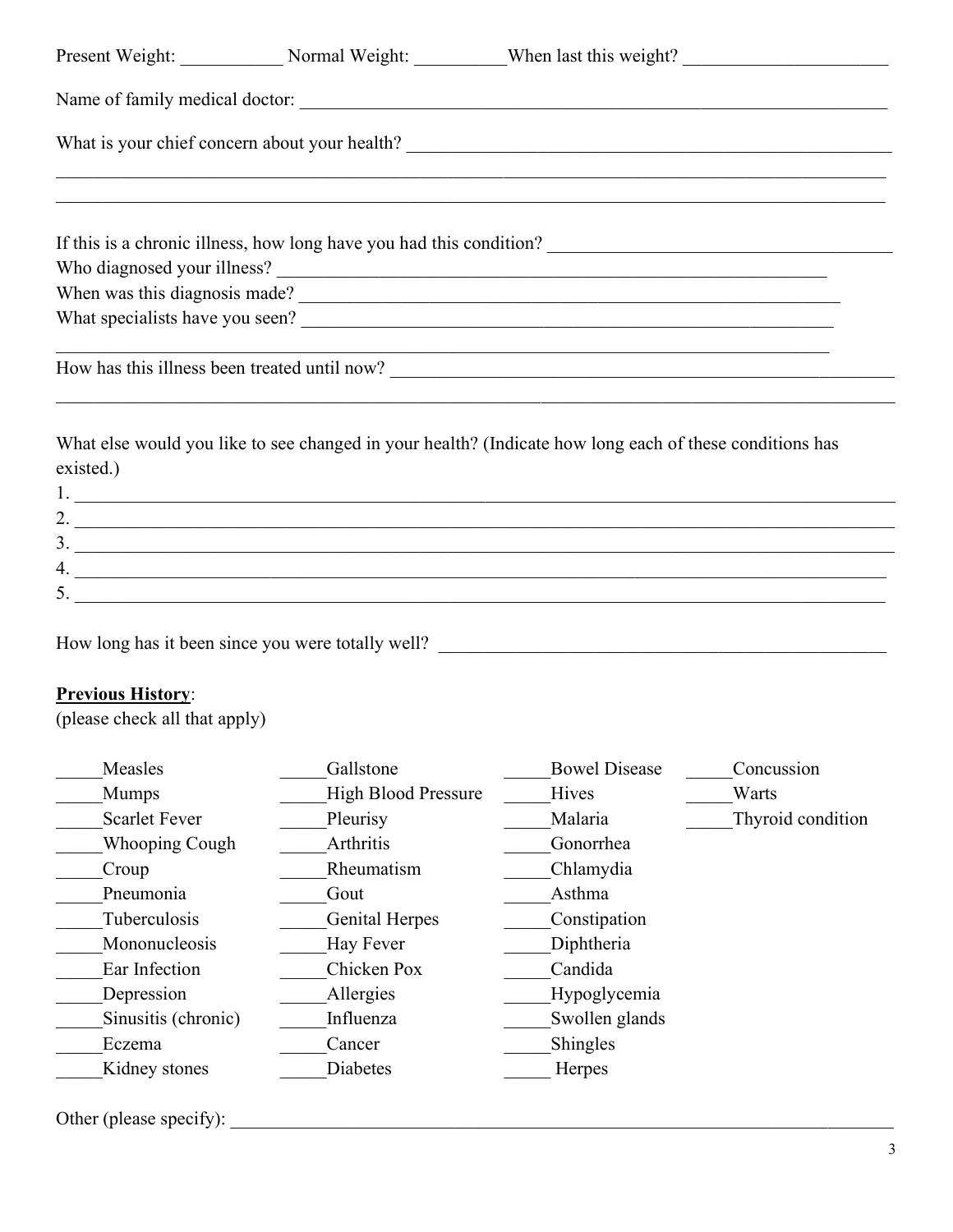Present Weight: ___________ Normal Weight: __________When last this weight? ______________________

Name of family medical doctor: ____________________________________________________________________

What is your chief concern about your health? ______________________________________________________

_____________________________________________________________________________________________

_____________________________________________________________________________________________

If this is a chronic illness, how long have you had this condition? _____________________________________

Who diagnosed your illness? ________________________________________________________________

When was this diagnosis made? ______________________________________________________________

What specialists have you seen? _____________________________________________________________

_____________________________________________________________________________________________

How has this illness been treated until now? ____________________________________________________

_____________________________________________________________________________________________

What else would you like to see changed in your health? (Indicate how long each of these conditions has existed.)

1. ___________________________________________________________________________________________
2. ___________________________________________________________________________________________
3. ___________________________________________________________________________________________
4. ___________________________________________________________________________________________
5. ___________________________________________________________________________________________

How long has it been since you were totally well? ________________________________________________

**<u>Previous History</u>**:
(please check all that apply)

| | | | |
|---|---|---|---|
| _____Measles | _____Gallstone | _____Bowel Disease | _____Concussion |
| _____Mumps | _____High Blood Pressure | _____Hives | _____Warts |
| _____Scarlet Fever | _____Pleurisy | _____Malaria | _____Thyroid condition |
| _____Whooping Cough | _____Arthritis | _____Gonorrhea | |
| _____Croup | _____Rheumatism | _____Chlamydia | |
| _____Pneumonia | _____Gout | _____Asthma | |
| _____Tuberculosis | _____Genital Herpes | _____Constipation | |
| _____Mononucleosis | _____Hay Fever | _____Diphtheria | |
| _____Ear Infection | _____Chicken Pox | _____Candida | |
| _____Depression | _____Allergies | _____Hypoglycemia | |
| _____Sinusitis (chronic) | _____Influenza | _____Swollen glands | |
| _____Eczema | _____Cancer | _____Shingles | |
| _____Kidney stones | _____Diabetes | _____ Herpes | |

Other (please specify): ______________________________________________________________________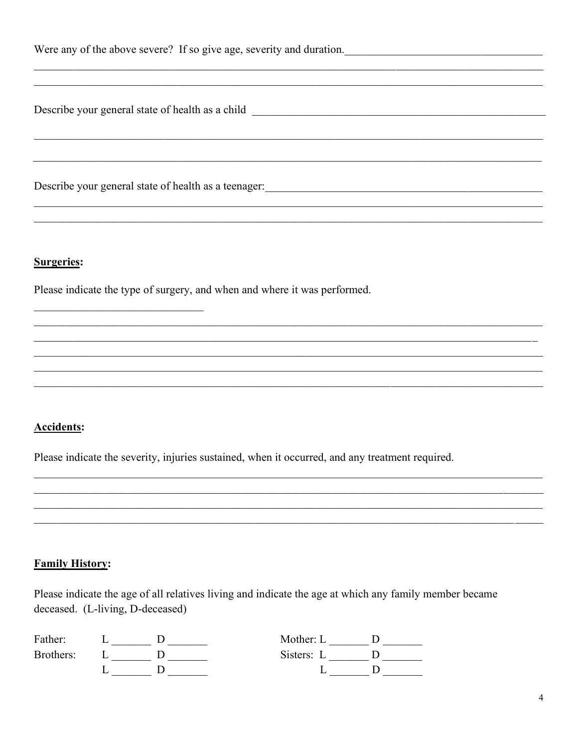Were any of the above severe? If so give age, severity and duration.___________________________________
_______________________________________________________________________________________
_______________________________________________________________________________________

Describe your general state of health as a child _______________________________________________________

_______________________________________________________________________________________

_______________________________________________________________________________________

Describe your general state of health as a teenager:_____________________________________________________
_______________________________________________________________________________________
_______________________________________________________________________________________

**Surgeries:**

Please indicate the type of surgery, and when and where it was performed.

______________________________
_______________________________________________________________________________________
_______________________________________________________________________________________
_______________________________________________________________________________________
_______________________________________________________________________________________
_______________________________________________________________________________________

**Accidents:**

Please indicate the severity, injuries sustained, when it occurred, and any treatment required.

_______________________________________________________________________________________
_______________________________________________________________________________________
_______________________________________________________________________________________
_______________________________________________________________________________________

**Family History:**

Please indicate the age of all relatives living and indicate the age at which any family member became deceased. (L-living, D-deceased)

| | | | | | |
|---|---|---|---|---|---|
| Father: | L _______ | D _______ | Mother: | L _______ | D _______ |
| Brothers: | L _______ | D _______ | Sisters: | L _______ | D _______ |
| | L _______ | D _______ | | L _______ | D _______ |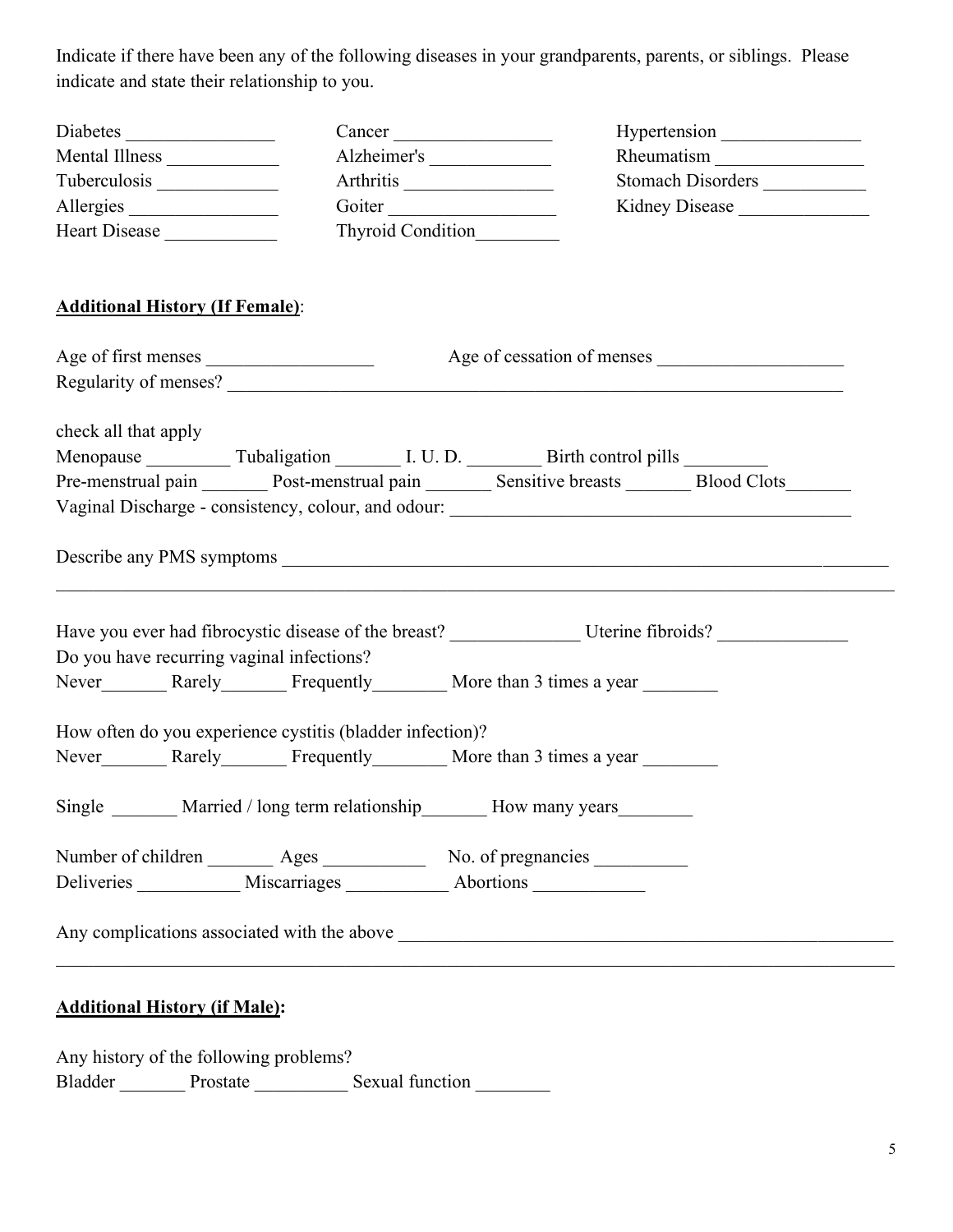Indicate if there have been any of the following diseases in your grandparents, parents, or siblings. Please indicate and state their relationship to you.

Diabetes ________________ Cancer _________________ Hypertension _______________
Mental Illness ____________ Alzheimer's _____________ Rheumatism ________________
Tuberculosis _____________ Arthritis ________________ Stomach Disorders ___________
Allergies ________________ Goiter __________________ Kidney Disease ______________
Heart Disease ____________ Thyroid Condition_________

**<u>Additional History (If Female)</u>**:

Age of first menses _________________ Age of cessation of menses ___________________
Regularity of menses? ____________________________________________________________________

check all that apply
Menopause _________ Tubaligation _______ I. U. D. ________ Birth control pills _________
Pre-menstrual pain _______ Post-menstrual pain _______ Sensitive breasts _______ Blood Clots_______
Vaginal Discharge - consistency, colour, and odour: ___________________________________________

Describe any PMS symptoms ___________________________________________________________________
_____________________________________________________________________________________________

Have you ever had fibrocystic disease of the breast? _____________ Uterine fibroids? _____________
Do you have recurring vaginal infections?
Never_______ Rarely_______ Frequently________ More than 3 times a year ________

How often do you experience cystitis (bladder infection)?
Never_______ Rarely_______ Frequently________ More than 3 times a year ________

Single _______ Married / long term relationship_______ How many years________

Number of children _______ Ages ___________ No. of pregnancies __________
Deliveries ___________ Miscarriages ___________ Abortions ____________

Any complications associated with the above ____________________________________________________
_____________________________________________________________________________________________

**<u>Additional History (if Male)</u>:**

Any history of the following problems?
Bladder _______ Prostate __________ Sexual function ________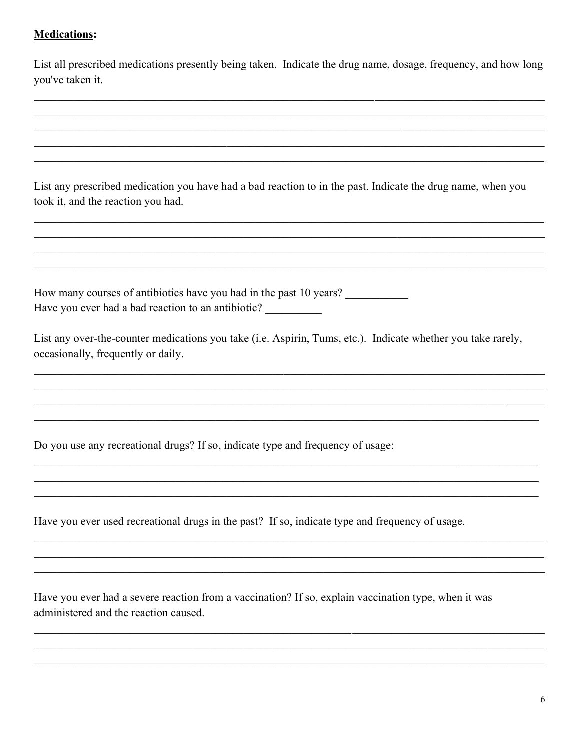**Medications:**

List all prescribed medications presently being taken. Indicate the drug name, dosage, frequency, and how long you've taken it.

______________________________________________________________________________________________
______________________________________________________________________________________________
______________________________________________________________________________________________
______________________________________________________________________________________________
______________________________________________________________________________________________

List any prescribed medication you have had a bad reaction to in the past. Indicate the drug name, when you took it, and the reaction you had.

______________________________________________________________________________________________
______________________________________________________________________________________________
______________________________________________________________________________________________
______________________________________________________________________________________________

How many courses of antibiotics have you had in the past 10 years? ___________

Have you ever had a bad reaction to an antibiotic? __________

List any over-the-counter medications you take (i.e. Aspirin, Tums, etc.). Indicate whether you take rarely, occasionally, frequently or daily.

______________________________________________________________________________________________
______________________________________________________________________________________________
______________________________________________________________________________________________
______________________________________________________________________________________________

Do you use any recreational drugs? If so, indicate type and frequency of usage:

______________________________________________________________________________________________
______________________________________________________________________________________________
______________________________________________________________________________________________

Have you ever used recreational drugs in the past? If so, indicate type and frequency of usage.

______________________________________________________________________________________________
______________________________________________________________________________________________
______________________________________________________________________________________________

Have you ever had a severe reaction from a vaccination? If so, explain vaccination type, when it was administered and the reaction caused.

______________________________________________________________________________________________
______________________________________________________________________________________________
______________________________________________________________________________________________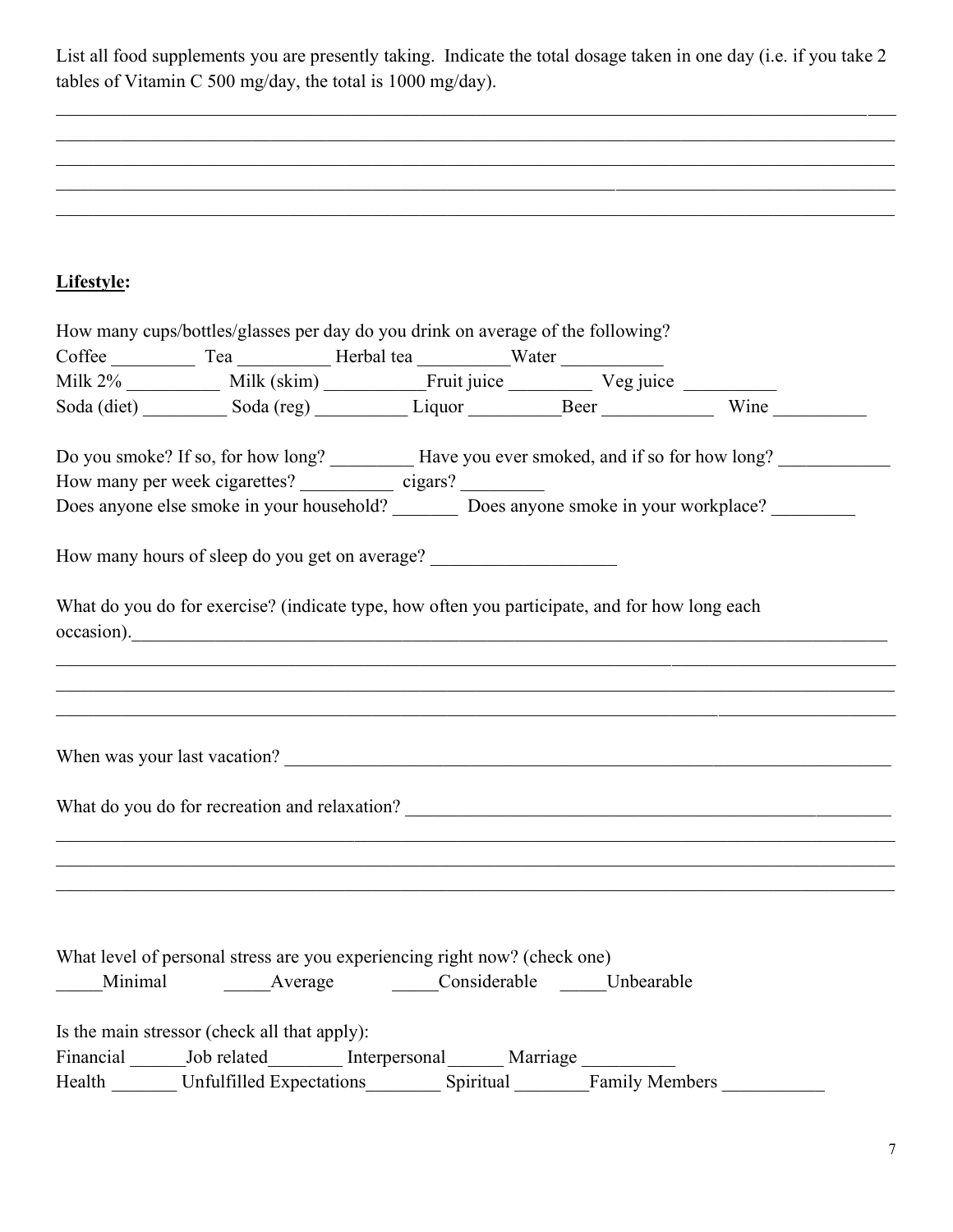List all food supplements you are presently taking. Indicate the total dosage taken in one day (i.e. if you take 2 tables of Vitamin C 500 mg/day, the total is 1000 mg/day).

______________________________________________________________________________________________

______________________________________________________________________________________________

______________________________________________________________________________________________

______________________________________________________________________________________________

______________________________________________________________________________________________

**<u>Lifestyle</u>:**

How many cups/bottles/glasses per day do you drink on average of the following?

Coffee _________ Tea __________ Herbal tea __________Water ___________

Milk 2% __________ Milk (skim) ___________Fruit juice _________ Veg juice __________

Soda (diet) _________ Soda (reg) __________ Liquor __________Beer ____________ Wine __________

Do you smoke? If so, for how long? _________ Have you ever smoked, and if so for how long? ____________

How many per week cigarettes? __________ cigars? _________

Does anyone else smoke in your household? _______ Does anyone smoke in your workplace? _________

How many hours of sleep do you get on average? ____________________

What do you do for exercise? (indicate type, how often you participate, and for how long each occasion).________________________________________________________________________________

______________________________________________________________________________________________

______________________________________________________________________________________________

______________________________________________________________________________________________

When was your last vacation? ______________________________________________________________________

What do you do for recreation and relaxation? ______________________________________________________

______________________________________________________________________________________________

______________________________________________________________________________________________

______________________________________________________________________________________________

What level of personal stress are you experiencing right now? (check one)

_____Minimal _____Average _____Considerable _____Unbearable

Is the main stressor (check all that apply):

Financial ______Job related________ Interpersonal______ Marriage __________

Health _______ Unfulfilled Expectations________ Spiritual ________Family Members ___________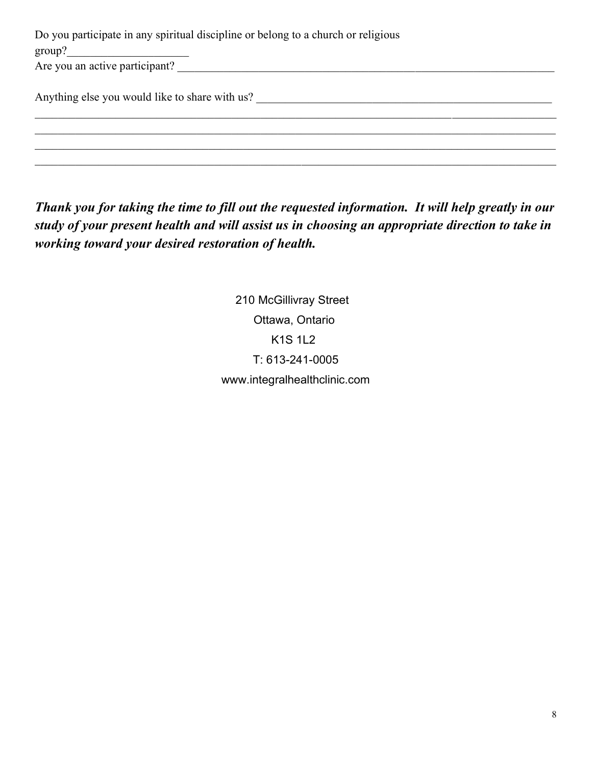Do you participate in any spiritual discipline or belong to a church or religious group?_____________________

Are you an active participant? ___________________________________________________________________

Anything else you would like to share with us? ______________________________________________________

______________________________________________________________________________________________

______________________________________________________________________________________________

______________________________________________________________________________________________

______________________________________________________________________________________________

***Thank you for taking the time to fill out the requested information. It will help greatly in our study of your present health and will assist us in choosing an appropriate direction to take in working toward your desired restoration of health.***

210 McGillivray Street
Ottawa, Ontario
K1S 1L2
T: 613-241-0005
www.integralhealthclinic.com